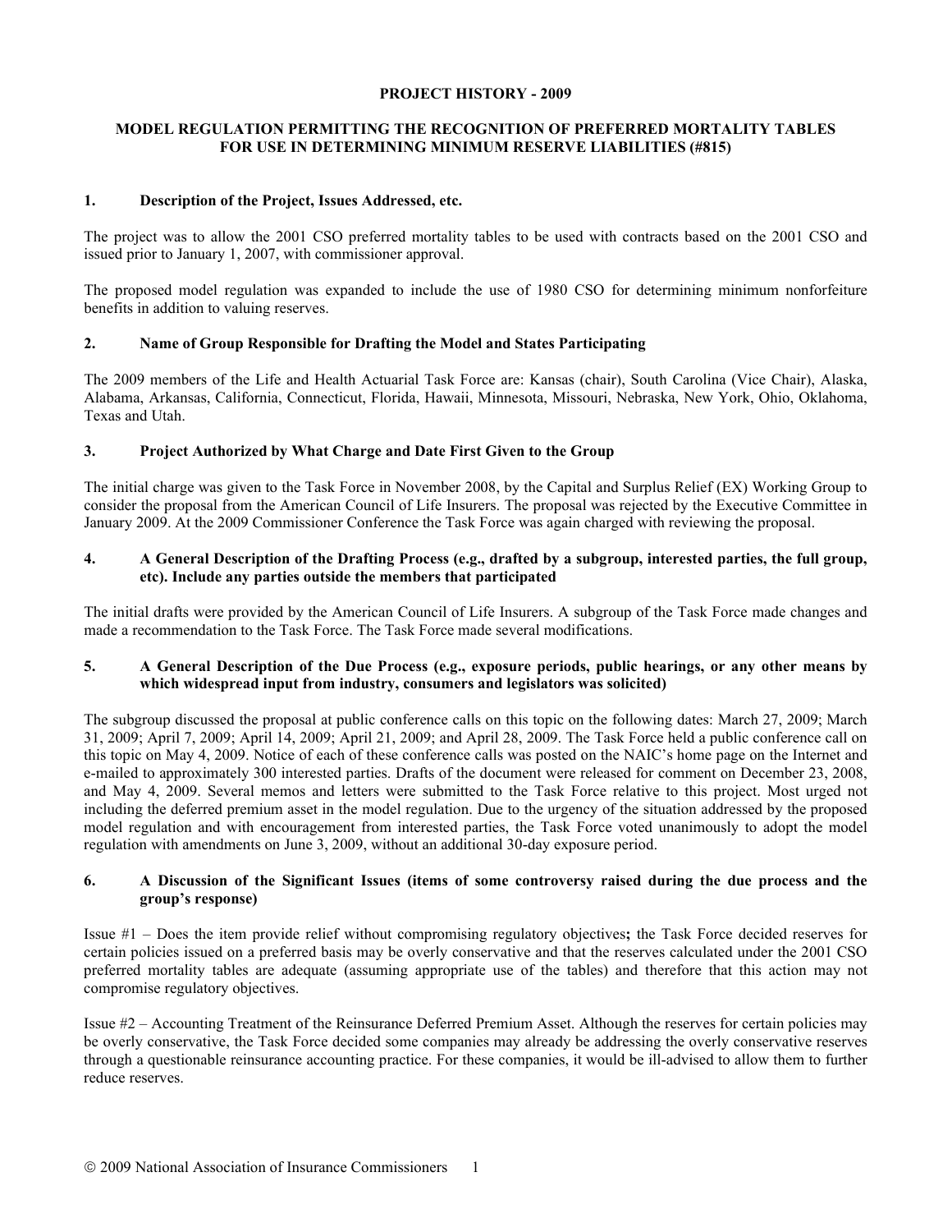**PROJECT HISTORY - 2009**

**MODEL REGULATION PERMITTING THE RECOGNITION OF PREFERRED MORTALITY TABLES FOR USE IN DETERMINING MINIMUM RESERVE LIABILITIES (#815)**

## 1. Description of the Project, Issues Addressed, etc.

The project was to allow the 2001 CSO preferred mortality tables to be used with contracts based on the 2001 CSO and issued prior to January 1, 2007, with commissioner approval.

The proposed model regulation was expanded to include the use of 1980 CSO for determining minimum nonforfeiture benefits in addition to valuing reserves.

## 2. Name of Group Responsible for Drafting the Model and States Participating

The 2009 members of the Life and Health Actuarial Task Force are: Kansas (chair), South Carolina (Vice Chair), Alaska, Alabama, Arkansas, California, Connecticut, Florida, Hawaii, Minnesota, Missouri, Nebraska, New York, Ohio, Oklahoma, Texas and Utah.

## 3. Project Authorized by What Charge and Date First Given to the Group

The initial charge was given to the Task Force in November 2008, by the Capital and Surplus Relief (EX) Working Group to consider the proposal from the American Council of Life Insurers. The proposal was rejected by the Executive Committee in January 2009. At the 2009 Commissioner Conference the Task Force was again charged with reviewing the proposal.

## 4. A General Description of the Drafting Process (e.g., drafted by a subgroup, interested parties, the full group, etc). Include any parties outside the members that participated

The initial drafts were provided by the American Council of Life Insurers. A subgroup of the Task Force made changes and made a recommendation to the Task Force. The Task Force made several modifications.

## 5. A General Description of the Due Process (e.g., exposure periods, public hearings, or any other means by which widespread input from industry, consumers and legislators was solicited)

The subgroup discussed the proposal at public conference calls on this topic on the following dates: March 27, 2009; March 31, 2009; April 7, 2009; April 14, 2009; April 21, 2009; and April 28, 2009. The Task Force held a public conference call on this topic on May 4, 2009. Notice of each of these conference calls was posted on the NAIC's home page on the Internet and e-mailed to approximately 300 interested parties. Drafts of the document were released for comment on December 23, 2008, and May 4, 2009. Several memos and letters were submitted to the Task Force relative to this project. Most urged not including the deferred premium asset in the model regulation. Due to the urgency of the situation addressed by the proposed model regulation and with encouragement from interested parties, the Task Force voted unanimously to adopt the model regulation with amendments on June 3, 2009, without an additional 30-day exposure period.

## 6. A Discussion of the Significant Issues (items of some controversy raised during the due process and the group's response)

Issue #1 – Does the item provide relief without compromising regulatory objectives**;** the Task Force decided reserves for certain policies issued on a preferred basis may be overly conservative and that the reserves calculated under the 2001 CSO preferred mortality tables are adequate (assuming appropriate use of the tables) and therefore that this action may not compromise regulatory objectives.

Issue #2 – Accounting Treatment of the Reinsurance Deferred Premium Asset. Although the reserves for certain policies may be overly conservative, the Task Force decided some companies may already be addressing the overly conservative reserves through a questionable reinsurance accounting practice. For these companies, it would be ill-advised to allow them to further reduce reserves.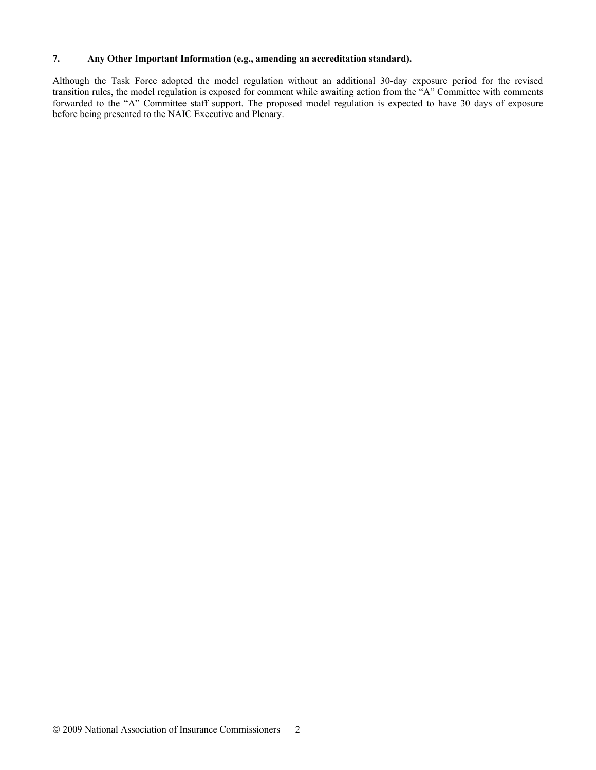**7. Any Other Important Information (e.g., amending an accreditation standard).**

Although the Task Force adopted the model regulation without an additional 30-day exposure period for the revised transition rules, the model regulation is exposed for comment while awaiting action from the "A" Committee with comments forwarded to the "A" Committee staff support. The proposed model regulation is expected to have 30 days of exposure before being presented to the NAIC Executive and Plenary.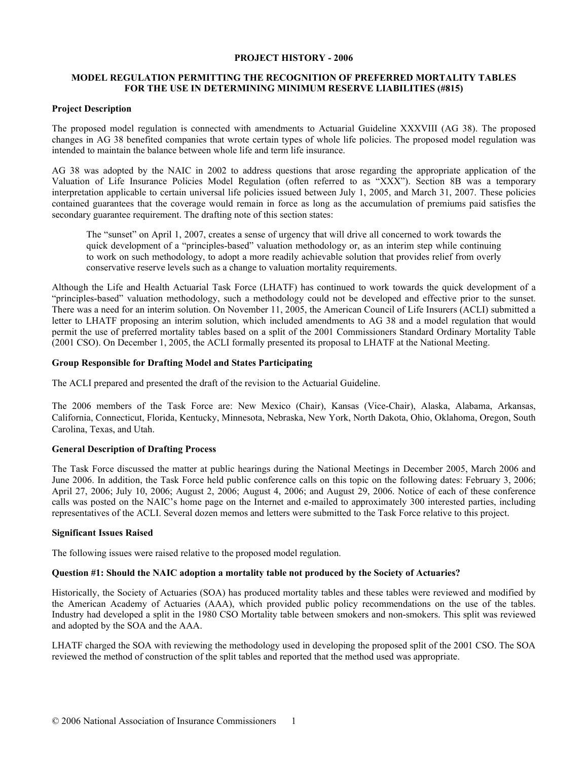**PROJECT HISTORY - 2006**

**MODEL REGULATION PERMITTING THE RECOGNITION OF PREFERRED MORTALITY TABLES FOR THE USE IN DETERMINING MINIMUM RESERVE LIABILITIES (#815)**

**Project Description**

The proposed model regulation is connected with amendments to Actuarial Guideline XXXVIII (AG 38). The proposed changes in AG 38 benefited companies that wrote certain types of whole life policies. The proposed model regulation was intended to maintain the balance between whole life and term life insurance.

AG 38 was adopted by the NAIC in 2002 to address questions that arose regarding the appropriate application of the Valuation of Life Insurance Policies Model Regulation (often referred to as "XXX"). Section 8B was a temporary interpretation applicable to certain universal life policies issued between July 1, 2005, and March 31, 2007. These policies contained guarantees that the coverage would remain in force as long as the accumulation of premiums paid satisfies the secondary guarantee requirement. The drafting note of this section states:

> The "sunset" on April 1, 2007, creates a sense of urgency that will drive all concerned to work towards the quick development of a "principles-based" valuation methodology or, as an interim step while continuing to work on such methodology, to adopt a more readily achievable solution that provides relief from overly conservative reserve levels such as a change to valuation mortality requirements.

Although the Life and Health Actuarial Task Force (LHATF) has continued to work towards the quick development of a "principles-based" valuation methodology, such a methodology could not be developed and effective prior to the sunset. There was a need for an interim solution. On November 11, 2005, the American Council of Life Insurers (ACLI) submitted a letter to LHATF proposing an interim solution, which included amendments to AG 38 and a model regulation that would permit the use of preferred mortality tables based on a split of the 2001 Commissioners Standard Ordinary Mortality Table (2001 CSO). On December 1, 2005, the ACLI formally presented its proposal to LHATF at the National Meeting.

**Group Responsible for Drafting Model and States Participating**

The ACLI prepared and presented the draft of the revision to the Actuarial Guideline.

The 2006 members of the Task Force are: New Mexico (Chair), Kansas (Vice-Chair), Alaska, Alabama, Arkansas, California, Connecticut, Florida, Kentucky, Minnesota, Nebraska, New York, North Dakota, Ohio, Oklahoma, Oregon, South Carolina, Texas, and Utah.

**General Description of Drafting Process**

The Task Force discussed the matter at public hearings during the National Meetings in December 2005, March 2006 and June 2006. In addition, the Task Force held public conference calls on this topic on the following dates: February 3, 2006; April 27, 2006; July 10, 2006; August 2, 2006; August 4, 2006; and August 29, 2006. Notice of each of these conference calls was posted on the NAIC's home page on the Internet and e-mailed to approximately 300 interested parties, including representatives of the ACLI. Several dozen memos and letters were submitted to the Task Force relative to this project.

**Significant Issues Raised**

The following issues were raised relative to the proposed model regulation.

**Question #1: Should the NAIC adoption a mortality table not produced by the Society of Actuaries?**

Historically, the Society of Actuaries (SOA) has produced mortality tables and these tables were reviewed and modified by the American Academy of Actuaries (AAA), which provided public policy recommendations on the use of the tables. Industry had developed a split in the 1980 CSO Mortality table between smokers and non-smokers. This split was reviewed and adopted by the SOA and the AAA.

LHATF charged the SOA with reviewing the methodology used in developing the proposed split of the 2001 CSO. The SOA reviewed the method of construction of the split tables and reported that the method used was appropriate.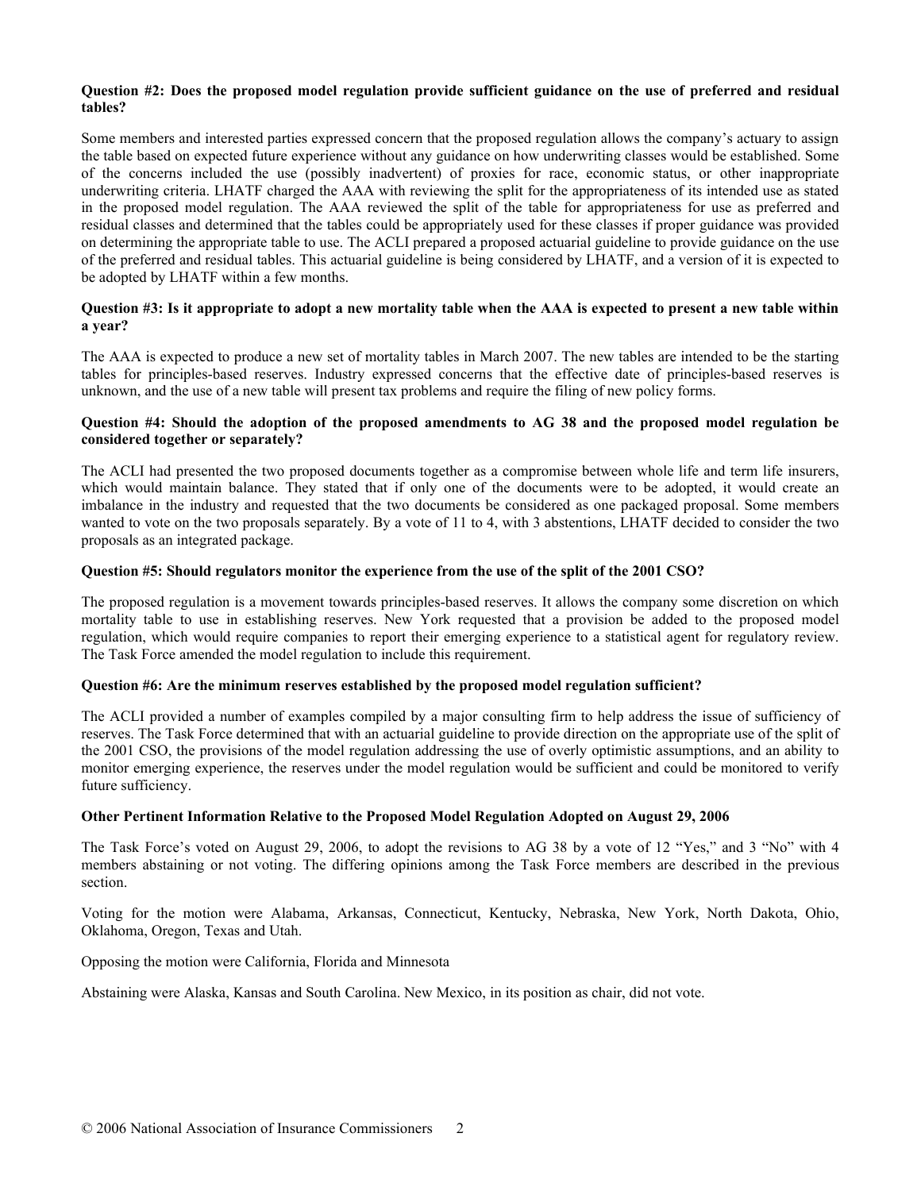**Question #2: Does the proposed model regulation provide sufficient guidance on the use of preferred and residual tables?**

Some members and interested parties expressed concern that the proposed regulation allows the company's actuary to assign the table based on expected future experience without any guidance on how underwriting classes would be established. Some of the concerns included the use (possibly inadvertent) of proxies for race, economic status, or other inappropriate underwriting criteria. LHATF charged the AAA with reviewing the split for the appropriateness of its intended use as stated in the proposed model regulation. The AAA reviewed the split of the table for appropriateness for use as preferred and residual classes and determined that the tables could be appropriately used for these classes if proper guidance was provided on determining the appropriate table to use. The ACLI prepared a proposed actuarial guideline to provide guidance on the use of the preferred and residual tables. This actuarial guideline is being considered by LHATF, and a version of it is expected to be adopted by LHATF within a few months.

**Question #3: Is it appropriate to adopt a new mortality table when the AAA is expected to present a new table within a year?**

The AAA is expected to produce a new set of mortality tables in March 2007. The new tables are intended to be the starting tables for principles-based reserves. Industry expressed concerns that the effective date of principles-based reserves is unknown, and the use of a new table will present tax problems and require the filing of new policy forms.

**Question #4: Should the adoption of the proposed amendments to AG 38 and the proposed model regulation be considered together or separately?**

The ACLI had presented the two proposed documents together as a compromise between whole life and term life insurers, which would maintain balance. They stated that if only one of the documents were to be adopted, it would create an imbalance in the industry and requested that the two documents be considered as one packaged proposal. Some members wanted to vote on the two proposals separately. By a vote of 11 to 4, with 3 abstentions, LHATF decided to consider the two proposals as an integrated package.

**Question #5: Should regulators monitor the experience from the use of the split of the 2001 CSO?**

The proposed regulation is a movement towards principles-based reserves. It allows the company some discretion on which mortality table to use in establishing reserves. New York requested that a provision be added to the proposed model regulation, which would require companies to report their emerging experience to a statistical agent for regulatory review. The Task Force amended the model regulation to include this requirement.

**Question #6: Are the minimum reserves established by the proposed model regulation sufficient?**

The ACLI provided a number of examples compiled by a major consulting firm to help address the issue of sufficiency of reserves. The Task Force determined that with an actuarial guideline to provide direction on the appropriate use of the split of the 2001 CSO, the provisions of the model regulation addressing the use of overly optimistic assumptions, and an ability to monitor emerging experience, the reserves under the model regulation would be sufficient and could be monitored to verify future sufficiency.

**Other Pertinent Information Relative to the Proposed Model Regulation Adopted on August 29, 2006**

The Task Force's voted on August 29, 2006, to adopt the revisions to AG 38 by a vote of 12 "Yes," and 3 "No" with 4 members abstaining or not voting. The differing opinions among the Task Force members are described in the previous section.

Voting for the motion were Alabama, Arkansas, Connecticut, Kentucky, Nebraska, New York, North Dakota, Ohio, Oklahoma, Oregon, Texas and Utah.

Opposing the motion were California, Florida and Minnesota

Abstaining were Alaska, Kansas and South Carolina. New Mexico, in its position as chair, did not vote.

© 2006 National Association of Insurance Commissioners